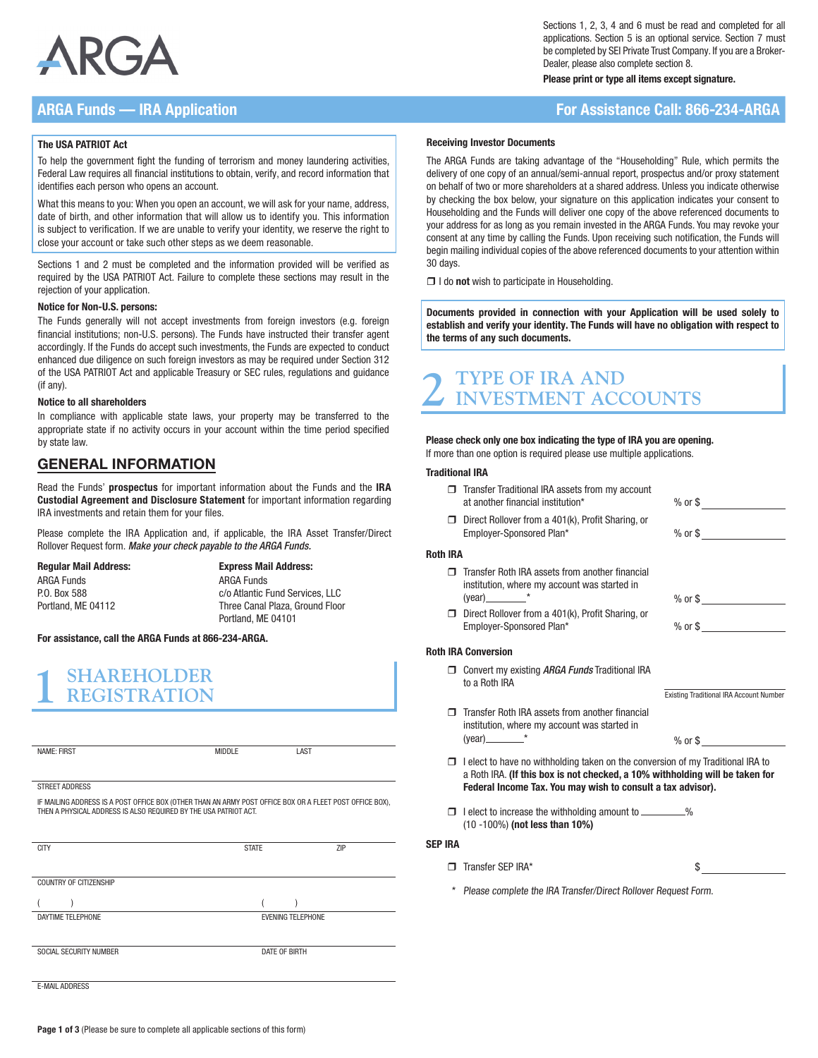ARGA

Sections 1, 2, 3, 4 and 6 must be read and completed for all applications. Section 5 is an optional service. Section 7 must be completed by SEI Private Trust Company. If you are a Broker-Dealer, please also complete section 8.

**Please print or type all items except signature.**

# ARGA Funds — IRA Application

**For Assistance Call: 866-234-ARGA**

### The USA PATRIOT Act

To help the government fight the funding of terrorism and money laundering activities, Federal Law requires all financial institutions to obtain, verify, and record information that identifies each person who opens an account.

What this means to you: When you open an account, we will ask for your name, address, date of birth, and other information that will allow us to identify you. This information is subject to verification. If we are unable to verify your identity, we reserve the right to close your account or take such other steps as we deem reasonable.

Sections 1 and 2 must be completed and the information provided will be verified as required by the USA PATRIOT Act. Failure to complete these sections may result in the rejection of your application.

**Notice for Non-U.S. persons:**

The Funds generally will not accept investments from foreign investors (e.g. foreign financial institutions; non-U.S. persons). The Funds have instructed their transfer agent accordingly. If the Funds do accept such investments, the Funds are expected to conduct enhanced due diligence on such foreign investors as may be required under Section 312 of the USA PATRIOT Act and applicable Treasury or SEC rules, regulations and guidance (if any).

**Notice to all shareholders**

In compliance with applicable state laws, your property may be transferred to the appropriate state if no activity occurs in your account within the time period specified by state law.

## GENERAL INFORMATION

Read the Funds' **prospectus** for important information about the Funds and the **IRA Custodial Agreement and Disclosure Statement** for important information regarding IRA investments and retain them for your files.

Please complete the IRA Application and, if applicable, the IRA Asset Transfer/Direct Rollover Request form. *Make your check payable to the ARGA Funds.*

**Regular Mail Address:**
ARGA Funds
P.O. Box 588
Portland, ME 04112

**Express Mail Address:**
ARGA Funds
c/o Atlantic Fund Services, LLC
Three Canal Plaza, Ground Floor
Portland, ME 04101

**For assistance, call the ARGA Funds at 866-234-ARGA.**

## 1 SHAREHOLDER REGISTRATION

NAME: FIRST ____ MIDDLE ____ LAST ____

STREET ADDRESS ____

IF MAILING ADDRESS IS A POST OFFICE BOX (OTHER THAN AN ARMY POST OFFICE BOX OR A FLEET POST OFFICE BOX), THEN A PHYSICAL ADDRESS IS ALSO REQUIRED BY THE USA PATRIOT ACT.

CITY ____ STATE ____ ZIP ____

COUNTRY OF CITIZENSHIP ____

( ) DAYTIME TELEPHONE ____ ( ) EVENING TELEPHONE ____

SOCIAL SECURITY NUMBER ____ DATE OF BIRTH ____

E-MAIL ADDRESS ____

### Receiving Investor Documents

The ARGA Funds are taking advantage of the "Householding" Rule, which permits the delivery of one copy of an annual/semi-annual report, prospectus and/or proxy statement on behalf of two or more shareholders at a shared address. Unless you indicate otherwise by checking the box below, your signature on this application indicates your consent to Householding and the Funds will deliver one copy of the above referenced documents to your address for as long as you remain invested in the ARGA Funds. You may revoke your consent at any time by calling the Funds. Upon receiving such notification, the Funds will begin mailing individual copies of the above referenced documents to your attention within 30 days.

❒ I do **not** wish to participate in Householding.

**Documents provided in connection with your Application will be used solely to establish and verify your identity. The Funds will have no obligation with respect to the terms of any such documents.**

## 2 TYPE OF IRA AND INVESTMENT ACCOUNTS

**Please check only one box indicating the type of IRA you are opening.**
If more than one option is required please use multiple applications.

**Traditional IRA**

- ❒ Transfer Traditional IRA assets from my account at another financial institution* % or $ ____
- ❒ Direct Rollover from a 401(k), Profit Sharing, or Employer-Sponsored Plan* % or $ ____

**Roth IRA**

- ❒ Transfer Roth IRA assets from another financial institution, where my account was started in (year)________* % or $ ____
- ❒ Direct Rollover from a 401(k), Profit Sharing, or Employer-Sponsored Plan* % or $ ____

**Roth IRA Conversion**

- ❒ Convert my existing *ARGA Funds* Traditional IRA to a Roth IRA ____ Existing Traditional IRA Account Number
- ❒ Transfer Roth IRA assets from another financial institution, where my account was started in (year)________* % or $ ____
- ❒ I elect to have no withholding taken on the conversion of my Traditional IRA to a Roth IRA. **(If this box is not checked, a 10% withholding will be taken for Federal Income Tax. You may wish to consult a tax advisor).**
- ❒ I elect to increase the withholding amount to ________% (10 -100%) **(not less than 10%)**

**SEP IRA**

- ❒ Transfer SEP IRA* $ ____

\* *Please complete the IRA Transfer/Direct Rollover Request Form.*

(Please be sure to complete all applicable sections of this form)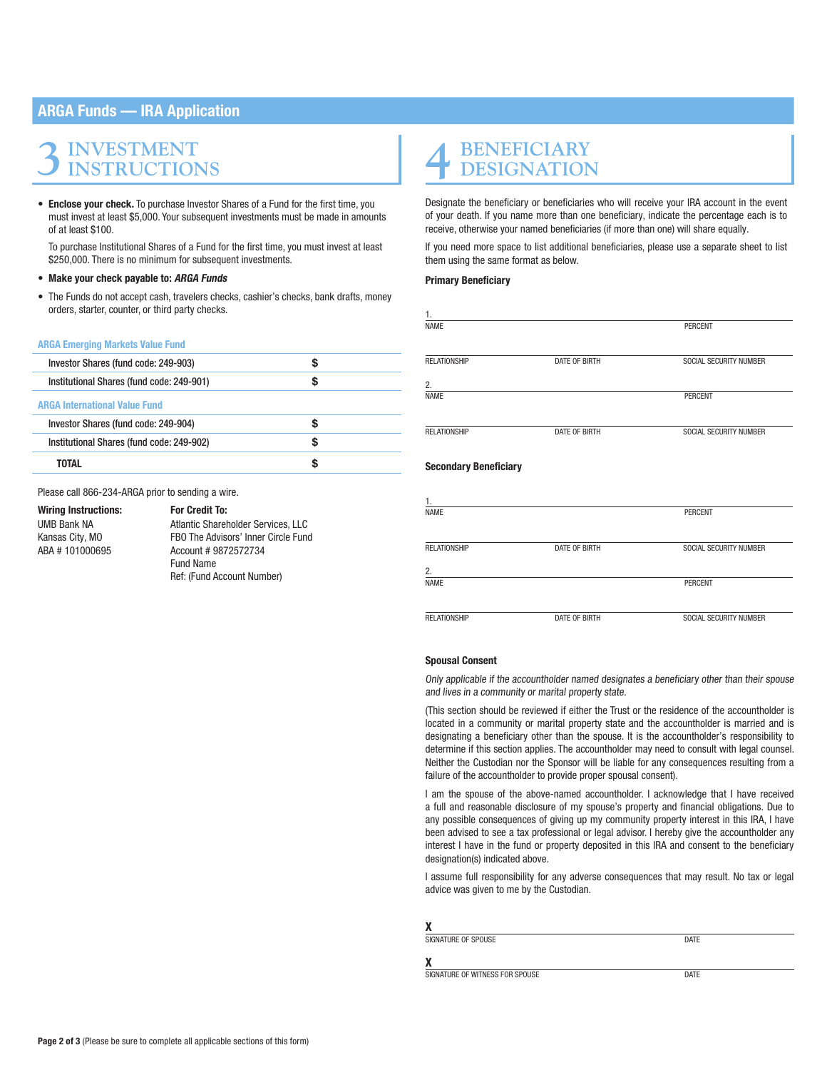## ARGA Funds — IRA Application

## 3 INVESTMENT INSTRUCTIONS

- **Enclose your check.** To purchase Investor Shares of a Fund for the first time, you must invest at least $5,000. Your subsequent investments must be made in amounts of at least $100.

  To purchase Institutional Shares of a Fund for the first time, you must invest at least $250,000. There is no minimum for subsequent investments.

- **Make your check payable to: *ARGA Funds***
- The Funds do not accept cash, travelers checks, cashier's checks, bank drafts, money orders, starter, counter, or third party checks.

| | |
|---|---|
| **ARGA Emerging Markets Value Fund** | |
| Investor Shares (fund code: 249-903) | $ |
| Institutional Shares (fund code: 249-901) | $ |
| **ARGA International Value Fund** | |
| Investor Shares (fund code: 249-904) | $ |
| Institutional Shares (fund code: 249-902) | $ |
| **TOTAL** | $ |

Please call 866-234-ARGA prior to sending a wire.

| **Wiring Instructions:** | **For Credit To:** |
|---|---|
| UMB Bank NA | Atlantic Shareholder Services, LLC |
| Kansas City, MO | FBO The Advisors' Inner Circle Fund |
| ABA # 101000695 | Account # 9872572734 |
| | Fund Name |
| | Ref: (Fund Account Number) |

## 4 BENEFICIARY DESIGNATION

Designate the beneficiary or beneficiaries who will receive your IRA account in the event of your death. If you name more than one beneficiary, indicate the percentage each is to receive, otherwise your named beneficiaries (if more than one) will share equally.

If you need more space to list additional beneficiaries, please use a separate sheet to list them using the same format as below.

**Primary Beneficiary**

1. NAME _______________ PERCENT _______________

RELATIONSHIP _______________ DATE OF BIRTH _______________ SOCIAL SECURITY NUMBER _______________

2. NAME _______________ PERCENT _______________

RELATIONSHIP _______________ DATE OF BIRTH _______________ SOCIAL SECURITY NUMBER _______________

**Secondary Beneficiary**

1. NAME _______________ PERCENT _______________

RELATIONSHIP _______________ DATE OF BIRTH _______________ SOCIAL SECURITY NUMBER _______________

2. NAME _______________ PERCENT _______________

RELATIONSHIP _______________ DATE OF BIRTH _______________ SOCIAL SECURITY NUMBER _______________

**Spousal Consent**

*Only applicable if the accountholder named designates a beneficiary other than their spouse and lives in a community or marital property state.*

(This section should be reviewed if either the Trust or the residence of the accountholder is located in a community or marital property state and the accountholder is married and is designating a beneficiary other than the spouse. It is the accountholder's responsibility to determine if this section applies. The accountholder may need to consult with legal counsel. Neither the Custodian nor the Sponsor will be liable for any consequences resulting from a failure of the accountholder to provide proper spousal consent).

I am the spouse of the above-named accountholder. I acknowledge that I have received a full and reasonable disclosure of my spouse's property and financial obligations. Due to any possible consequences of giving up my community property interest in this IRA, I have been advised to see a tax professional or legal advisor. I hereby give the accountholder any interest I have in the fund or property deposited in this IRA and consent to the beneficiary designation(s) indicated above.

I assume full responsibility for any adverse consequences that may result. No tax or legal advice was given to me by the Custodian.

**X** _______________
SIGNATURE OF SPOUSE — DATE

**X** _______________
SIGNATURE OF WITNESS FOR SPOUSE — DATE

(Please be sure to complete all applicable sections of this form)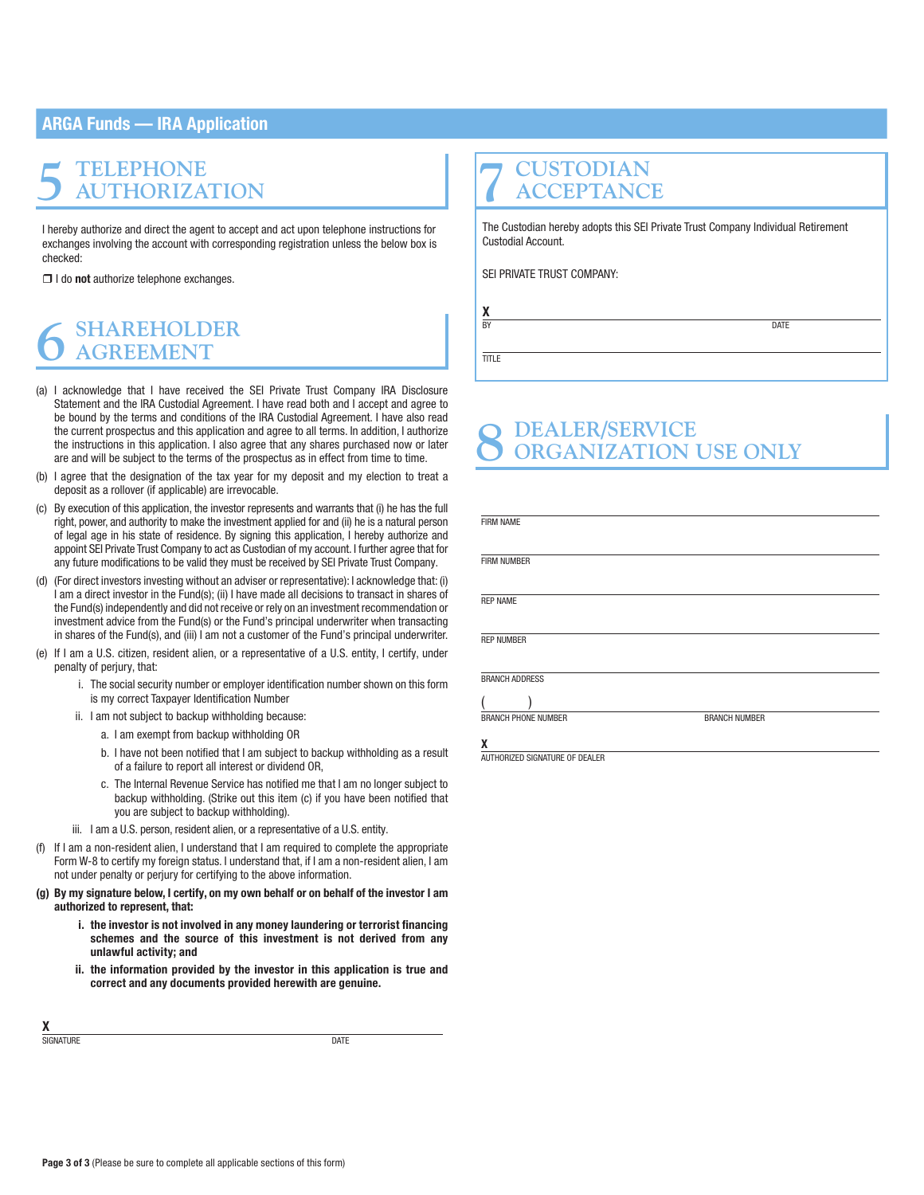## ARGA Funds — IRA Application

## 5 TELEPHONE AUTHORIZATION

I hereby authorize and direct the agent to accept and act upon telephone instructions for exchanges involving the account with corresponding registration unless the below box is checked:

❒ I do **not** authorize telephone exchanges.

## 6 SHAREHOLDER AGREEMENT

(a) I acknowledge that I have received the SEI Private Trust Company IRA Disclosure Statement and the IRA Custodial Agreement. I have read both and I accept and agree to be bound by the terms and conditions of the IRA Custodial Agreement. I have also read the current prospectus and this application and agree to all terms. In addition, I authorize the instructions in this application. I also agree that any shares purchased now or later are and will be subject to the terms of the prospectus as in effect from time to time.

(b) I agree that the designation of the tax year for my deposit and my election to treat a deposit as a rollover (if applicable) are irrevocable.

(c) By execution of this application, the investor represents and warrants that (i) he has the full right, power, and authority to make the investment applied for and (ii) he is a natural person of legal age in his state of residence. By signing this application, I hereby authorize and appoint SEI Private Trust Company to act as Custodian of my account. I further agree that for any future modifications to be valid they must be received by SEI Private Trust Company.

(d) (For direct investors investing without an adviser or representative): I acknowledge that: (i) I am a direct investor in the Fund(s); (ii) I have made all decisions to transact in shares of the Fund(s) independently and did not receive or rely on an investment recommendation or investment advice from the Fund(s) or the Fund's principal underwriter when transacting in shares of the Fund(s), and (iii) I am not a customer of the Fund's principal underwriter.

(e) If I am a U.S. citizen, resident alien, or a representative of a U.S. entity, I certify, under penalty of perjury, that:

   i. The social security number or employer identification number shown on this form is my correct Taxpayer Identification Number

   ii. I am not subject to backup withholding because:

      a. I am exempt from backup withholding OR

      b. I have not been notified that I am subject to backup withholding as a result of a failure to report all interest or dividend OR,

      c. The Internal Revenue Service has notified me that I am no longer subject to backup withholding. (Strike out this item (c) if you have been notified that you are subject to backup withholding).

   iii. I am a U.S. person, resident alien, or a representative of a U.S. entity.

(f) If I am a non-resident alien, I understand that I am required to complete the appropriate Form W-8 to certify my foreign status. I understand that, if I am a non-resident alien, I am not under penalty or perjury for certifying to the above information.

**(g) By my signature below, I certify, on my own behalf or on behalf of the investor I am authorized to represent, that:**

   **i. the investor is not involved in any money laundering or terrorist financing schemes and the source of this investment is not derived from any unlawful activity; and**

   **ii. the information provided by the investor in this application is true and correct and any documents provided herewith are genuine.**

X ______________________________
SIGNATURE DATE

## 7 CUSTODIAN ACCEPTANCE

The Custodian hereby adopts this SEI Private Trust Company Individual Retirement Custodial Account.

SEI PRIVATE TRUST COMPANY:

X ______________________________
BY DATE

______________________________
TITLE

## 8 DEALER/SERVICE ORGANIZATION USE ONLY

______________________________
FIRM NAME

______________________________
FIRM NUMBER

______________________________
REP NAME

______________________________
REP NUMBER

______________________________
BRANCH ADDRESS

( )
______________________________
BRANCH PHONE NUMBER BRANCH NUMBER

X ______________________________
AUTHORIZED SIGNATURE OF DEALER

(Please be sure to complete all applicable sections of this form)